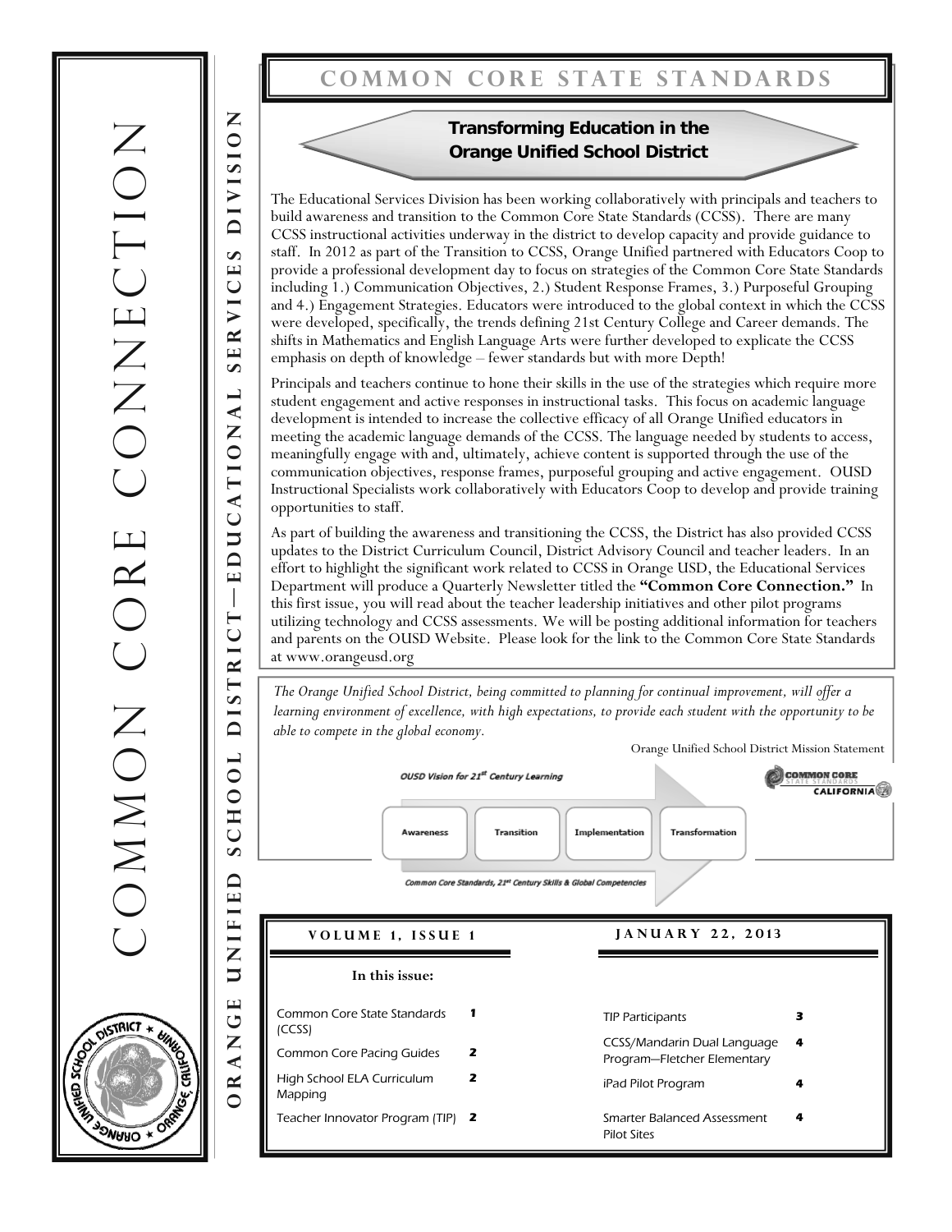# COMMON CORE CONNECTION

ORANGE UNIFIED SCHOOL DISTRICT—EDUCATIONAL SERVICES DIVISION

## COMMON CORE STATE STANDARDS

### Transforming Education in the Orange Unified School District

The Educational Services Division has been working collaboratively with principals and teachers to build awareness and transition to the Common Core State Standards (CCSS). There are many CCSS instructional activities underway in the district to develop capacity and provide guidance to staff. In 2012 as part of the Transition to CCSS, Orange Unified partnered with Educators Coop to provide a professional development day to focus on strategies of the Common Core State Standards including 1.) Communication Objectives, 2.) Student Response Frames, 3.) Purposeful Grouping and 4.) Engagement Strategies. Educators were introduced to the global context in which the CCSS were developed, specifically, the trends defining 21st Century College and Career demands. The shifts in Mathematics and English Language Arts were further developed to explicate the CCSS emphasis on depth of knowledge – fewer standards but with more Depth!

Principals and teachers continue to hone their skills in the use of the strategies which require more student engagement and active responses in instructional tasks. This focus on academic language development is intended to increase the collective efficacy of all Orange Unified educators in meeting the academic language demands of the CCSS. The language needed by students to access, meaningfully engage with and, ultimately, achieve content is supported through the use of the communication objectives, response frames, purposeful grouping and active engagement. OUSD Instructional Specialists work collaboratively with Educators Coop to develop and provide training opportunities to staff.

As part of building the awareness and transitioning the CCSS, the District has also provided CCSS updates to the District Curriculum Council, District Advisory Council and teacher leaders. In an effort to highlight the significant work related to CCSS in Orange USD, the Educational Services Department will produce a Quarterly Newsletter titled the **"Common Core Connection."** In this first issue, you will read about the teacher leadership initiatives and other pilot programs utilizing technology and CCSS assessments. We will be posting additional information for teachers and parents on the OUSD Website. Please look for the link to the Common Core State Standards at www.orangeusd.org

*The Orange Unified School District, being committed to planning for continual improvement, will offer a learning environment of excellence, with high expectations, to provide each student with the opportunity to be able to compete in the global economy.*

Orange Unified School District Mission Statement

OUSD Vision for 21st Century Learning

Awareness → Transition → Implementation → Transformation

Common Core Standards, 21st Century Skills & Global Competencies

**VOLUME 1, ISSUE 1** — **JANUARY 22, 2013**

**In this issue:**

| | |
|---|---|
| Common Core State Standards (CCSS) | 1 |
| Common Core Pacing Guides | 2 |
| High School ELA Curriculum Mapping | 2 |
| Teacher Innovator Program (TIP) | 2 |
| TIP Participants | 3 |
| CCSS/Mandarin Dual Language Program—Fletcher Elementary | 4 |
| iPad Pilot Program | 4 |
| Smarter Balanced Assessment Pilot Sites | 4 |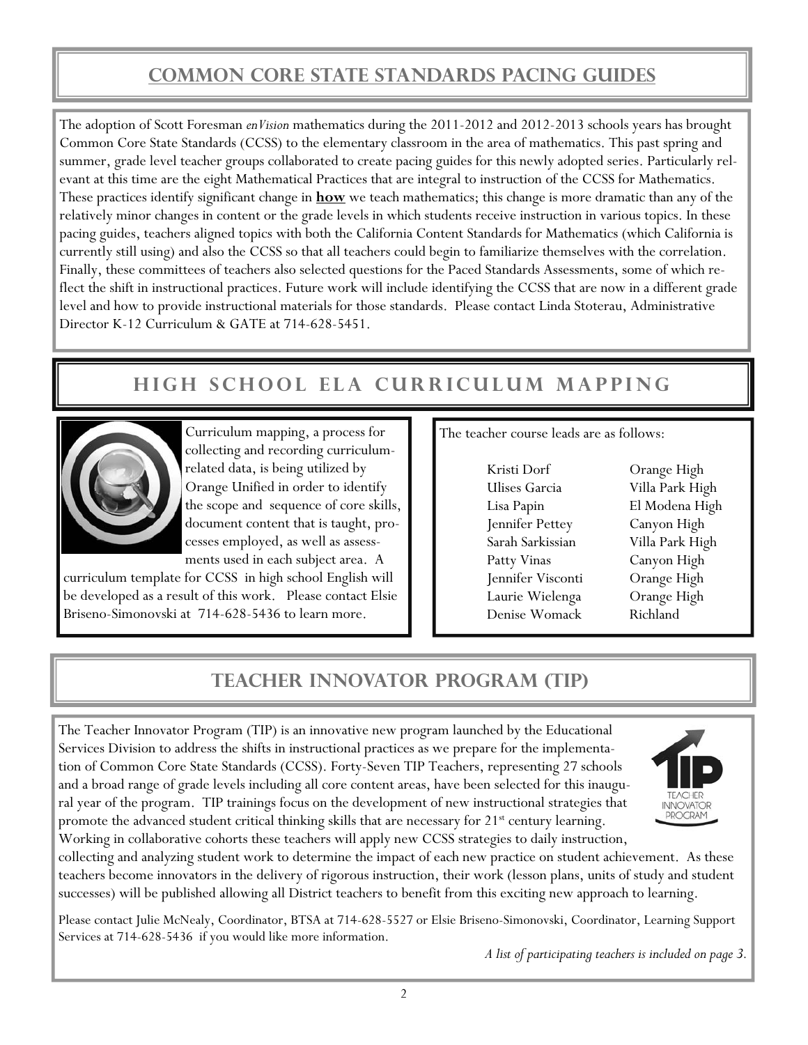## COMMON CORE STATE STANDARDS PACING GUIDES

The adoption of Scott Foresman *enVision* mathematics during the 2011-2012 and 2012-2013 schools years has brought Common Core State Standards (CCSS) to the elementary classroom in the area of mathematics. This past spring and summer, grade level teacher groups collaborated to create pacing guides for this newly adopted series. Particularly relevant at this time are the eight Mathematical Practices that are integral to instruction of the CCSS for Mathematics. These practices identify significant change in **how** we teach mathematics; this change is more dramatic than any of the relatively minor changes in content or the grade levels in which students receive instruction in various topics. In these pacing guides, teachers aligned topics with both the California Content Standards for Mathematics (which California is currently still using) and also the CCSS so that all teachers could begin to familiarize themselves with the correlation. Finally, these committees of teachers also selected questions for the Paced Standards Assessments, some of which reflect the shift in instructional practices. Future work will include identifying the CCSS that are now in a different grade level and how to provide instructional materials for those standards. Please contact Linda Stoterau, Administrative Director K-12 Curriculum & GATE at 714-628-5451.

## HIGH SCHOOL ELA CURRICULUM MAPPING

Curriculum mapping, a process for collecting and recording curriculum-related data, is being utilized by Orange Unified in order to identify the scope and sequence of core skills, document content that is taught, processes employed, as well as assessments used in each subject area. A curriculum template for CCSS in high school English will be developed as a result of this work. Please contact Elsie Briseno-Simonovski at 714-628-5436 to learn more.

The teacher course leads are as follows:

| | |
|---|---|
| Kristi Dorf | Orange High |
| Ulises Garcia | Villa Park High |
| Lisa Papin | El Modena High |
| Jennifer Pettey | Canyon High |
| Sarah Sarkissian | Villa Park High |
| Patty Vinas | Canyon High |
| Jennifer Visconti | Orange High |
| Laurie Wielenga | Orange High |
| Denise Womack | Richland |

## TEACHER INNOVATOR PROGRAM (TIP)

The Teacher Innovator Program (TIP) is an innovative new program launched by the Educational Services Division to address the shifts in instructional practices as we prepare for the implementation of Common Core State Standards (CCSS). Forty-Seven TIP Teachers, representing 27 schools and a broad range of grade levels including all core content areas, have been selected for this inaugural year of the program. TIP trainings focus on the development of new instructional strategies that promote the advanced student critical thinking skills that are necessary for 21st century learning. Working in collaborative cohorts these teachers will apply new CCSS strategies to daily instruction, collecting and analyzing student work to determine the impact of each new practice on student achievement. As these teachers become innovators in the delivery of rigorous instruction, their work (lesson plans, units of study and student successes) will be published allowing all District teachers to benefit from this exciting new approach to learning.

Please contact Julie McNealy, Coordinator, BTSA at 714-628-5527 or Elsie Briseno-Simonovski, Coordinator, Learning Support Services at 714-628-5436 if you would like more information.

*A list of participating teachers is included on page 3.*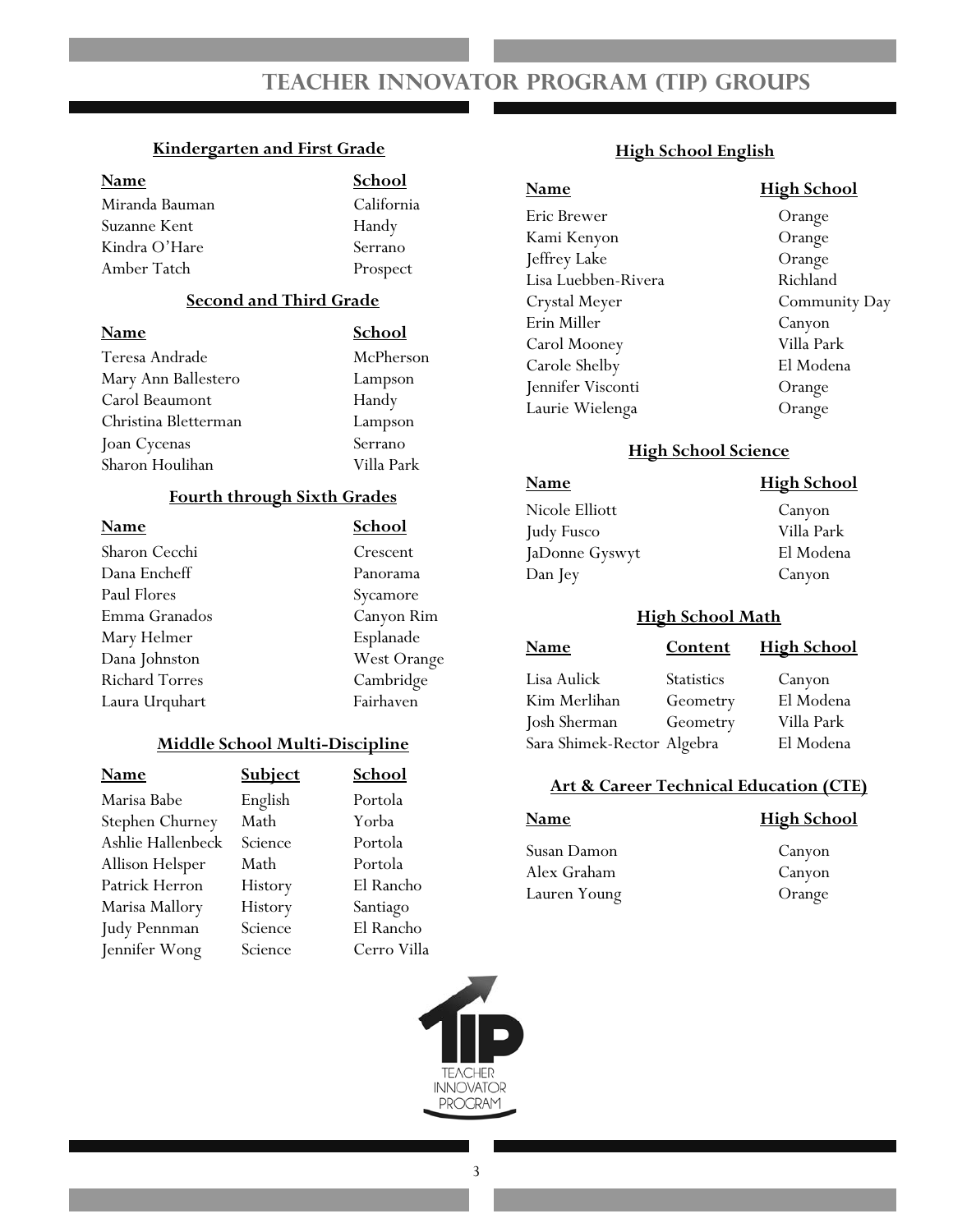# TEACHER INNOVATOR PROGRAM (TIP) GROUPS

## Kindergarten and First Grade

| Name | School |
|---|---|
| Miranda Bauman | California |
| Suzanne Kent | Handy |
| Kindra O'Hare | Serrano |
| Amber Tatch | Prospect |

## Second and Third Grade

| Name | School |
|---|---|
| Teresa Andrade | McPherson |
| Mary Ann Ballestero | Lampson |
| Carol Beaumont | Handy |
| Christina Bletterman | Lampson |
| Joan Cycenas | Serrano |
| Sharon Houlihan | Villa Park |

## Fourth through Sixth Grades

| Name | School |
|---|---|
| Sharon Cecchi | Crescent |
| Dana Encheff | Panorama |
| Paul Flores | Sycamore |
| Emma Granados | Canyon Rim |
| Mary Helmer | Esplanade |
| Dana Johnston | West Orange |
| Richard Torres | Cambridge |
| Laura Urquhart | Fairhaven |

## Middle School Multi-Discipline

| Name | Subject | School |
|---|---|---|
| Marisa Babe | English | Portola |
| Stephen Churney | Math | Yorba |
| Ashlie Hallenbeck | Science | Portola |
| Allison Helsper | Math | Portola |
| Patrick Herron | History | El Rancho |
| Marisa Mallory | History | Santiago |
| Judy Pennman | Science | El Rancho |
| Jennifer Wong | Science | Cerro Villa |

## High School English

| Name | High School |
|---|---|
| Eric Brewer | Orange |
| Kami Kenyon | Orange |
| Jeffrey Lake | Orange |
| Lisa Luebben-Rivera | Richland |
| Crystal Meyer | Community Day |
| Erin Miller | Canyon |
| Carol Mooney | Villa Park |
| Carole Shelby | El Modena |
| Jennifer Visconti | Orange |
| Laurie Wielenga | Orange |

## High School Science

| Name | High School |
|---|---|
| Nicole Elliott | Canyon |
| Judy Fusco | Villa Park |
| JaDonne Gyswyt | El Modena |
| Dan Jey | Canyon |

## High School Math

| Name | Content | High School |
|---|---|---|
| Lisa Aulick | Statistics | Canyon |
| Kim Merlihan | Geometry | El Modena |
| Josh Sherman | Geometry | Villa Park |
| Sara Shimek-Rector | Algebra | El Modena |

## Art & Career Technical Education (CTE)

| Name | High School |
|---|---|
| Susan Damon | Canyon |
| Alex Graham | Canyon |
| Lauren Young | Orange |

TIP
TEACHER INNOVATOR PROGRAM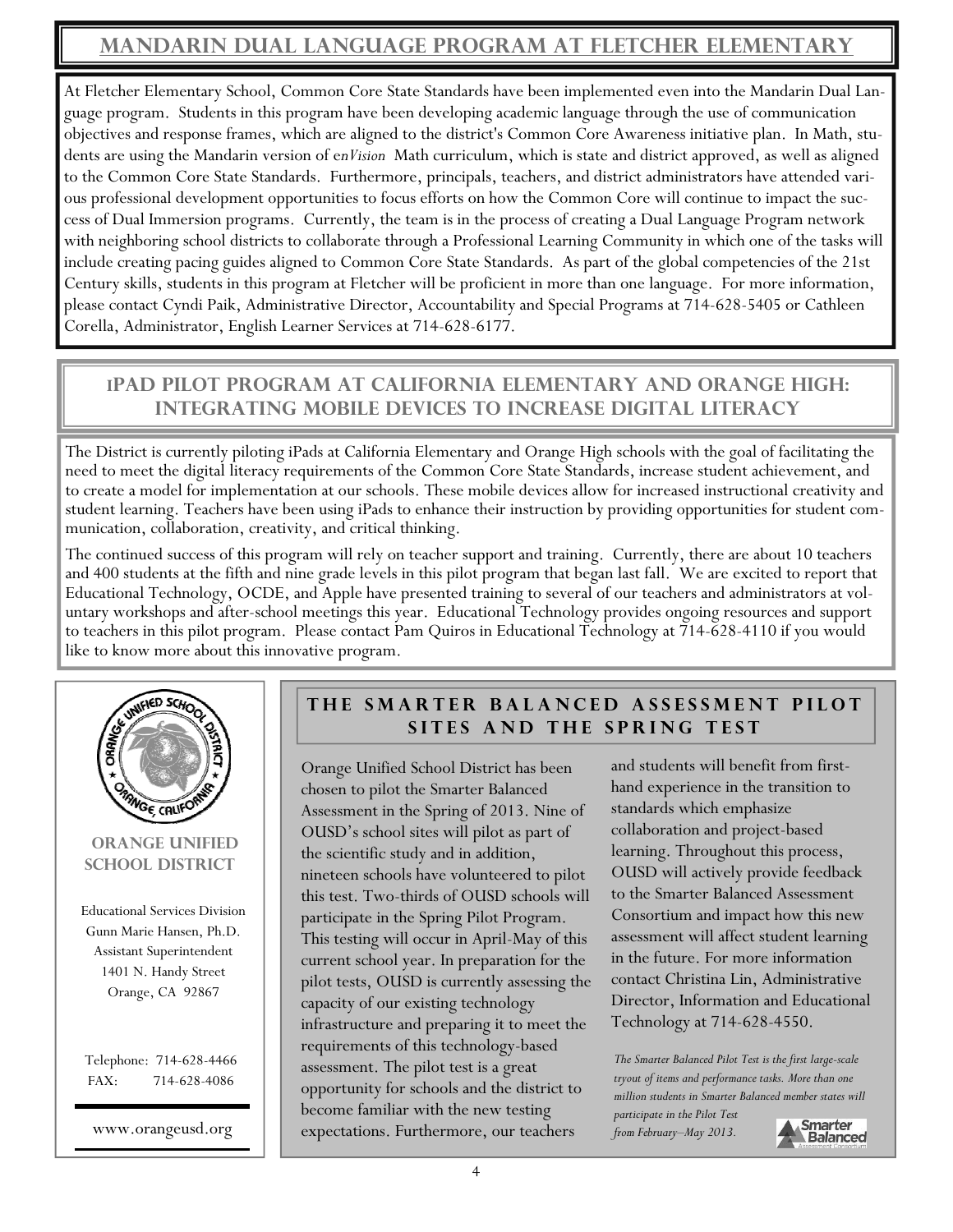## Mandarin Dual Language Program at Fletcher Elementary

At Fletcher Elementary School, Common Core State Standards have been implemented even into the Mandarin Dual Language program. Students in this program have been developing academic language through the use of communication objectives and response frames, which are aligned to the district's Common Core Awareness initiative plan. In Math, students are using the Mandarin version of e*nVision* Math curriculum, which is state and district approved, as well as aligned to the Common Core State Standards. Furthermore, principals, teachers, and district administrators have attended various professional development opportunities to focus efforts on how the Common Core will continue to impact the success of Dual Immersion programs. Currently, the team is in the process of creating a Dual Language Program network with neighboring school districts to collaborate through a Professional Learning Community in which one of the tasks will include creating pacing guides aligned to Common Core State Standards. As part of the global competencies of the 21st Century skills, students in this program at Fletcher will be proficient in more than one language. For more information, please contact Cyndi Paik, Administrative Director, Accountability and Special Programs at 714-628-5405 or Cathleen Corella, Administrator, English Learner Services at 714-628-6177.

## iPad Pilot Program at California Elementary and Orange High: Integrating Mobile Devices to Increase Digital Literacy

The District is currently piloting iPads at California Elementary and Orange High schools with the goal of facilitating the need to meet the digital literacy requirements of the Common Core State Standards, increase student achievement, and to create a model for implementation at our schools. These mobile devices allow for increased instructional creativity and student learning. Teachers have been using iPads to enhance their instruction by providing opportunities for student communication, collaboration, creativity, and critical thinking.

The continued success of this program will rely on teacher support and training. Currently, there are about 10 teachers and 400 students at the fifth and nine grade levels in this pilot program that began last fall. We are excited to report that Educational Technology, OCDE, and Apple have presented training to several of our teachers and administrators at voluntary workshops and after-school meetings this year. Educational Technology provides ongoing resources and support to teachers in this pilot program. Please contact Pam Quiros in Educational Technology at 714-628-4110 if you would like to know more about this innovative program.

**Orange Unified School District**

Educational Services Division
Gunn Marie Hansen, Ph.D.
Assistant Superintendent
1401 N. Handy Street
Orange, CA 92867

Telephone: 714-628-4466
FAX: 714-628-4086

www.orangeusd.org

## The Smarter Balanced Assessment Pilot Sites and the Spring Test

Orange Unified School District has been chosen to pilot the Smarter Balanced Assessment in the Spring of 2013. Nine of OUSD's school sites will pilot as part of the scientific study and in addition, nineteen schools have volunteered to pilot this test. Two-thirds of OUSD schools will participate in the Spring Pilot Program. This testing will occur in April-May of this current school year. In preparation for the pilot tests, OUSD is currently assessing the capacity of our existing technology infrastructure and preparing it to meet the requirements of this technology-based assessment. The pilot test is a great opportunity for schools and the district to become familiar with the new testing expectations. Furthermore, our teachers and students will benefit from first-hand experience in the transition to standards which emphasize collaboration and project-based learning. Throughout this process, OUSD will actively provide feedback to the Smarter Balanced Assessment Consortium and impact how this new assessment will affect student learning in the future. For more information contact Christina Lin, Administrative Director, Information and Educational Technology at 714-628-4550.

*The Smarter Balanced Pilot Test is the first large-scale tryout of items and performance tasks. More than one million students in Smarter Balanced member states will participate in the Pilot Test from February–May 2013.*